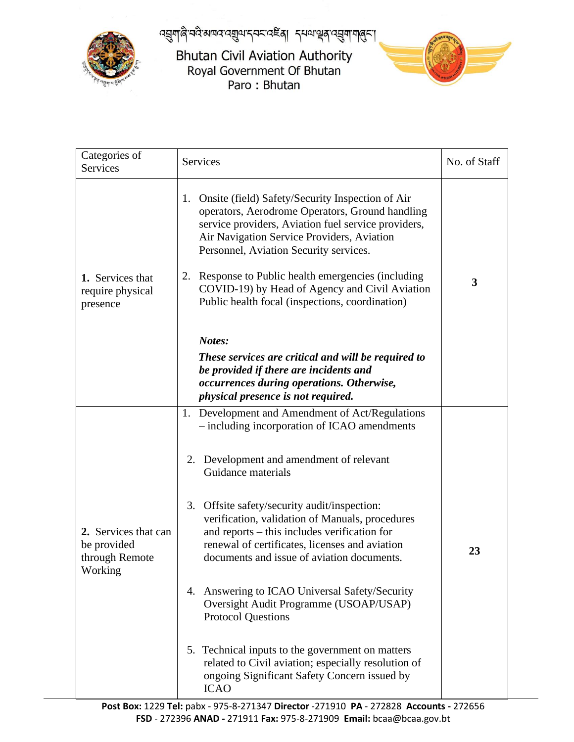Bhutan Civil Aviation Authority
Royal Government Of Bhutan
Paro : Bhutan

| Categories of Services | Services | No. of Staff |
|---|---|---|
| **1.** Services that require physical presence | 1. Onsite (field) Safety/Security Inspection of Air operators, Aerodrome Operators, Ground handling service providers, Aviation fuel service providers, Air Navigation Service Providers, Aviation Personnel, Aviation Security services.<br><br>2. Response to Public health emergencies (including COVID-19) by Head of Agency and Civil Aviation Public health focal (inspections, coordination)<br><br>***Notes:***<br>***These services are critical and will be required to be provided if there are incidents and occurrences during operations. Otherwise, physical presence is not required.*** | **3** |
| **2.** Services that can be provided through Remote Working | 1. Development and Amendment of Act/Regulations – including incorporation of ICAO amendments<br><br>2. Development and amendment of relevant Guidance materials<br><br>3. Offsite safety/security audit/inspection: verification, validation of Manuals, procedures and reports – this includes verification for renewal of certificates, licenses and aviation documents and issue of aviation documents.<br><br>4. Answering to ICAO Universal Safety/Security Oversight Audit Programme (USOAP/USAP) Protocol Questions<br><br>5. Technical inputs to the government on matters related to Civil aviation; especially resolution of ongoing Significant Safety Concern issued by ICAO | **23** |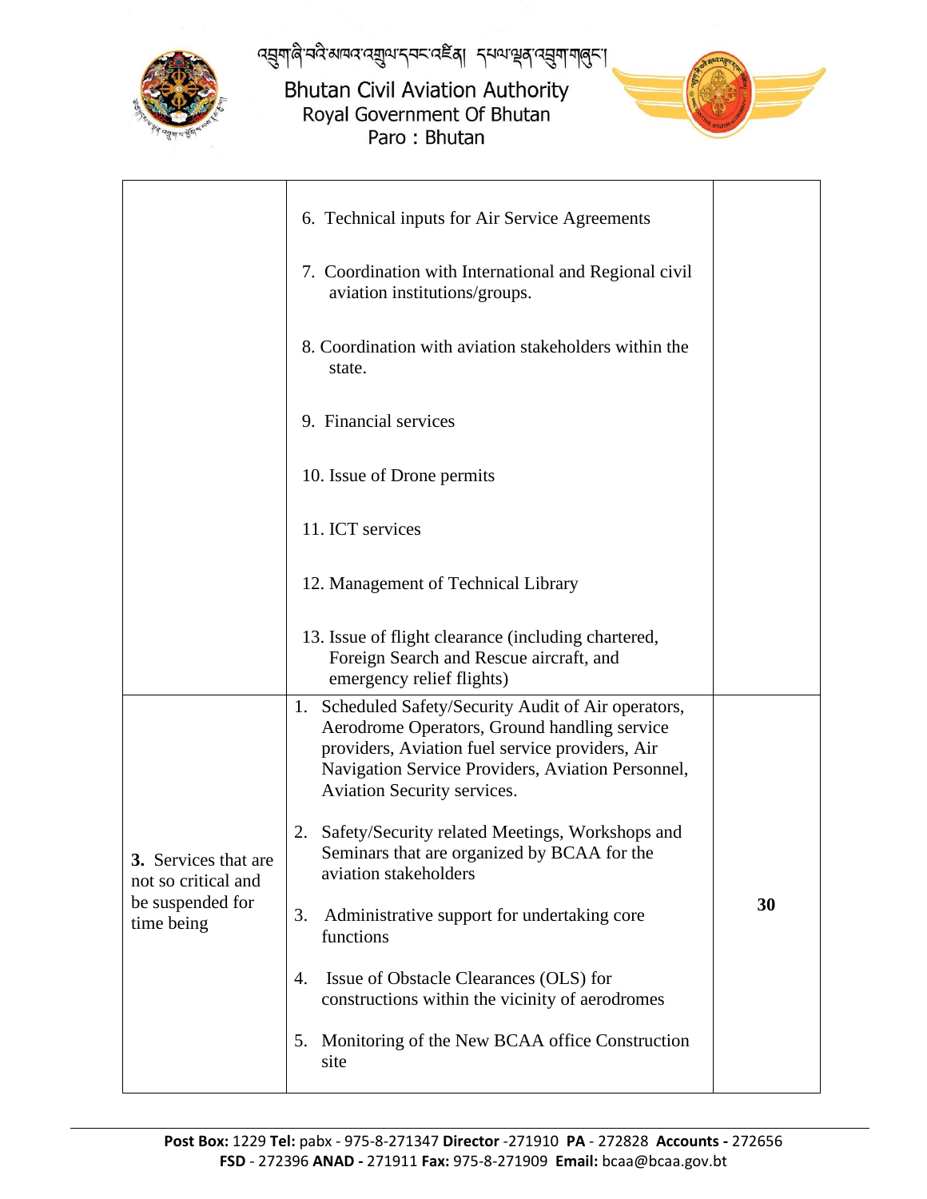| | | |
|---|---|---|
| | 6. Technical inputs for Air Service Agreements<br><br>7. Coordination with International and Regional civil aviation institutions/groups.<br><br>8. Coordination with aviation stakeholders within the state.<br><br>9. Financial services<br><br>10. Issue of Drone permits<br><br>11. ICT services<br><br>12. Management of Technical Library<br><br>13. Issue of flight clearance (including chartered, Foreign Search and Rescue aircraft, and emergency relief flights) | |
| **3.** Services that are not so critical and be suspended for time being | 1. Scheduled Safety/Security Audit of Air operators, Aerodrome Operators, Ground handling service providers, Aviation fuel service providers, Air Navigation Service Providers, Aviation Personnel, Aviation Security services.<br><br>2. Safety/Security related Meetings, Workshops and Seminars that are organized by BCAA for the aviation stakeholders<br><br>3. Administrative support for undertaking core functions<br><br>4. Issue of Obstacle Clearances (OLS) for constructions within the vicinity of aerodromes<br><br>5. Monitoring of the New BCAA office Construction site | **30** |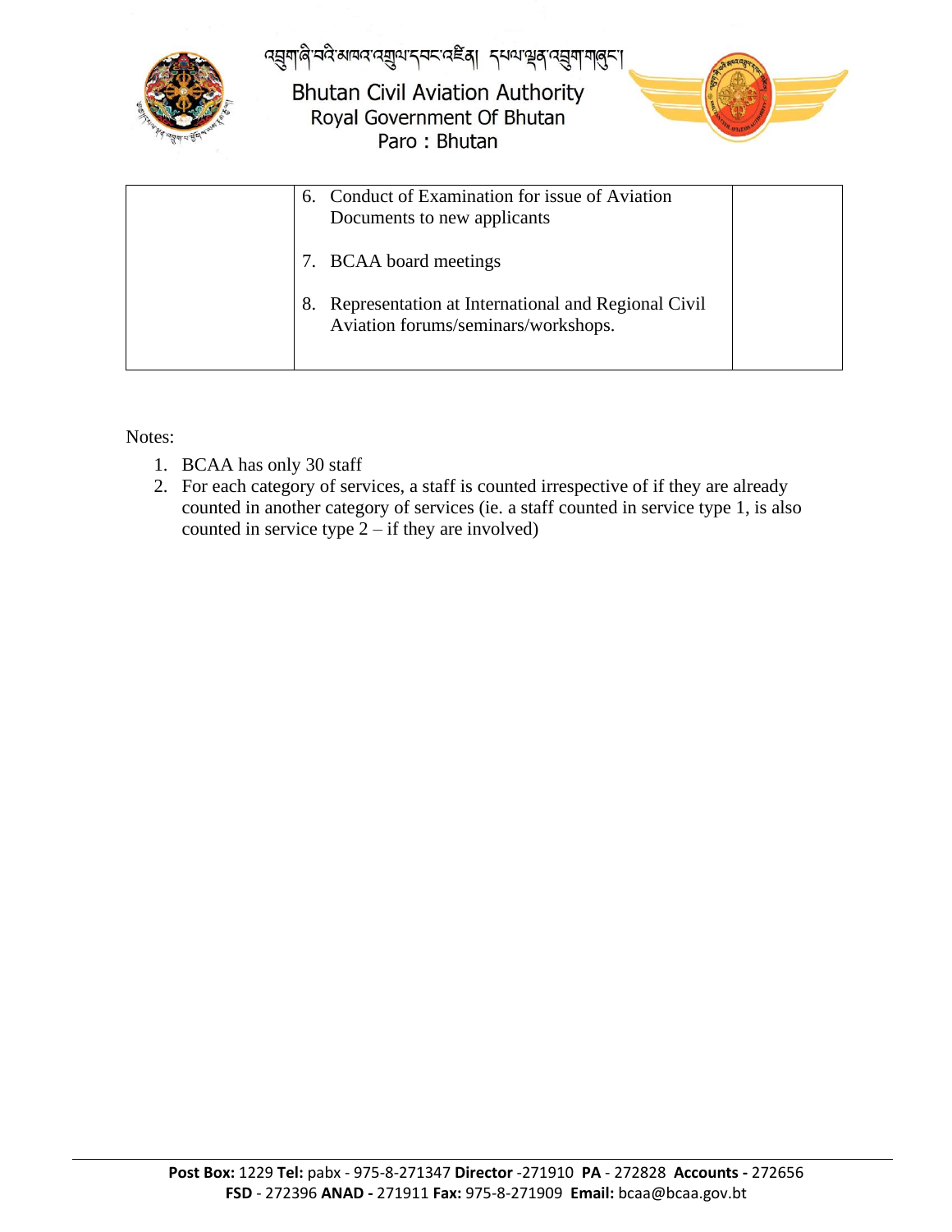| | | |
|---|---|---|
| | 6. Conduct of Examination for issue of Aviation Documents to new applicants<br><br>7. BCAA board meetings<br><br>8. Representation at International and Regional Civil Aviation forums/seminars/workshops. | |

Notes:

1. BCAA has only 30 staff
2. For each category of services, a staff is counted irrespective of if they are already counted in another category of services (ie. a staff counted in service type 1, is also counted in service type 2 – if they are involved)